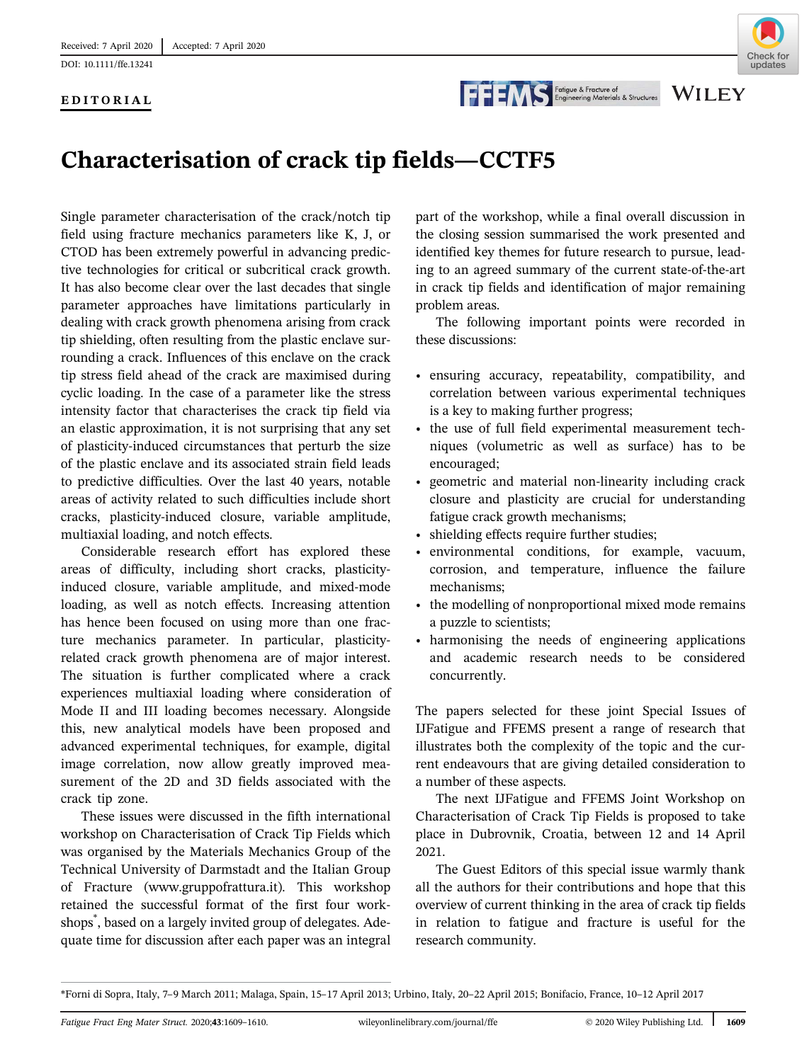Received: 7 April 2020 | Accepted: 7 April 2020

DOI: 10.1111/ffe.13241

**EDITORIAL**

# Characterisation of crack tip fields—CCTF5

Single parameter characterisation of the crack/notch tip field using fracture mechanics parameters like K, J, or CTOD has been extremely powerful in advancing predictive technologies for critical or subcritical crack growth. It has also become clear over the last decades that single parameter approaches have limitations particularly in dealing with crack growth phenomena arising from crack tip shielding, often resulting from the plastic enclave surrounding a crack. Influences of this enclave on the crack tip stress field ahead of the crack are maximised during cyclic loading. In the case of a parameter like the stress intensity factor that characterises the crack tip field via an elastic approximation, it is not surprising that any set of plasticity-induced circumstances that perturb the size of the plastic enclave and its associated strain field leads to predictive difficulties. Over the last 40 years, notable areas of activity related to such difficulties include short cracks, plasticity-induced closure, variable amplitude, multiaxial loading, and notch effects.

Considerable research effort has explored these areas of difficulty, including short cracks, plasticity-induced closure, variable amplitude, and mixed-mode loading, as well as notch effects. Increasing attention has hence been focused on using more than one fracture mechanics parameter. In particular, plasticity-related crack growth phenomena are of major interest. The situation is further complicated where a crack experiences multiaxial loading where consideration of Mode II and III loading becomes necessary. Alongside this, new analytical models have been proposed and advanced experimental techniques, for example, digital image correlation, now allow greatly improved measurement of the 2D and 3D fields associated with the crack tip zone.

These issues were discussed in the fifth international workshop on Characterisation of Crack Tip Fields which was organised by the Materials Mechanics Group of the Technical University of Darmstadt and the Italian Group of Fracture (www.gruppofrattura.it). This workshop retained the successful format of the first four workshops*, based on a largely invited group of delegates. Adequate time for discussion after each paper was an integral part of the workshop, while a final overall discussion in the closing session summarised the work presented and identified key themes for future research to pursue, leading to an agreed summary of the current state-of-the-art in crack tip fields and identification of major remaining problem areas.

The following important points were recorded in these discussions:

- ensuring accuracy, repeatability, compatibility, and correlation between various experimental techniques is a key to making further progress;
- the use of full field experimental measurement techniques (volumetric as well as surface) has to be encouraged;
- geometric and material non-linearity including crack closure and plasticity are crucial for understanding fatigue crack growth mechanisms;
- shielding effects require further studies;
- environmental conditions, for example, vacuum, corrosion, and temperature, influence the failure mechanisms;
- the modelling of nonproportional mixed mode remains a puzzle to scientists;
- harmonising the needs of engineering applications and academic research needs to be considered concurrently.

The papers selected for these joint Special Issues of IJFatigue and FFEMS present a range of research that illustrates both the complexity of the topic and the current endeavours that are giving detailed consideration to a number of these aspects.

The next IJFatigue and FFEMS Joint Workshop on Characterisation of Crack Tip Fields is proposed to take place in Dubrovnik, Croatia, between 12 and 14 April 2021.

The Guest Editors of this special issue warmly thank all the authors for their contributions and hope that this overview of current thinking in the area of crack tip fields in relation to fatigue and fracture is useful for the research community.

*Forni di Sopra, Italy, 7–9 March 2011; Malaga, Spain, 15–17 April 2013; Urbino, Italy, 20–22 April 2015; Bonifacio, France, 10–12 April 2017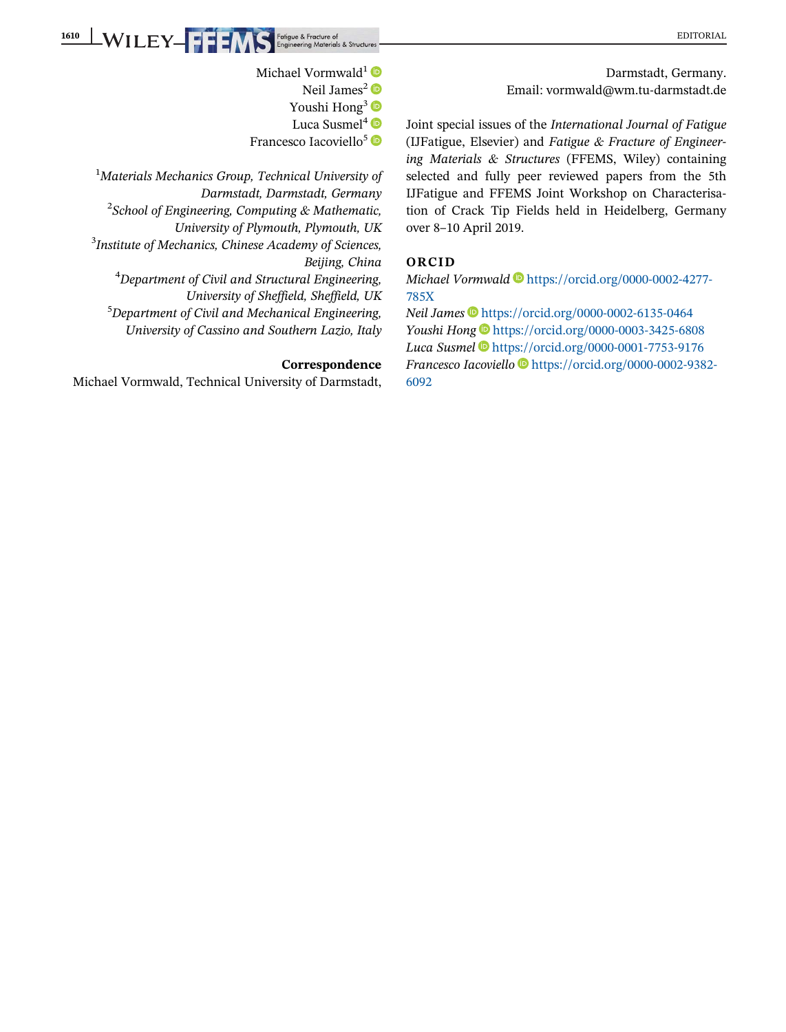Michael Vormwald[1]
Neil James[2]
Youshi Hong[3]
Luca Susmel[4]
Francesco Iacoviello[5]

[1]*Materials Mechanics Group, Technical University of Darmstadt, Darmstadt, Germany*
[2]*School of Engineering, Computing & Mathematic, University of Plymouth, Plymouth, UK*
[3]*Institute of Mechanics, Chinese Academy of Sciences, Beijing, China*
[4]*Department of Civil and Structural Engineering, University of Sheffield, Sheffield, UK*
[5]*Department of Civil and Mechanical Engineering, University of Cassino and Southern Lazio, Italy*

**Correspondence**
Michael Vormwald, Technical University of Darmstadt, Darmstadt, Germany.
Email: vormwald@wm.tu-darmstadt.de

Joint special issues of the *International Journal of Fatigue* (IJFatigue, Elsevier) and *Fatigue & Fracture of Engineering Materials & Structures* (FFEMS, Wiley) containing selected and fully peer reviewed papers from the 5th IJFatigue and FFEMS Joint Workshop on Characterisation of Crack Tip Fields held in Heidelberg, Germany over 8–10 April 2019.

## ORCID

*Michael Vormwald* https://orcid.org/0000-0002-4277-785X
*Neil James* https://orcid.org/0000-0002-6135-0464
*Youshi Hong* https://orcid.org/0000-0003-3425-6808
*Luca Susmel* https://orcid.org/0000-0001-7753-9176
*Francesco Iacoviello* https://orcid.org/0000-0002-9382-6092